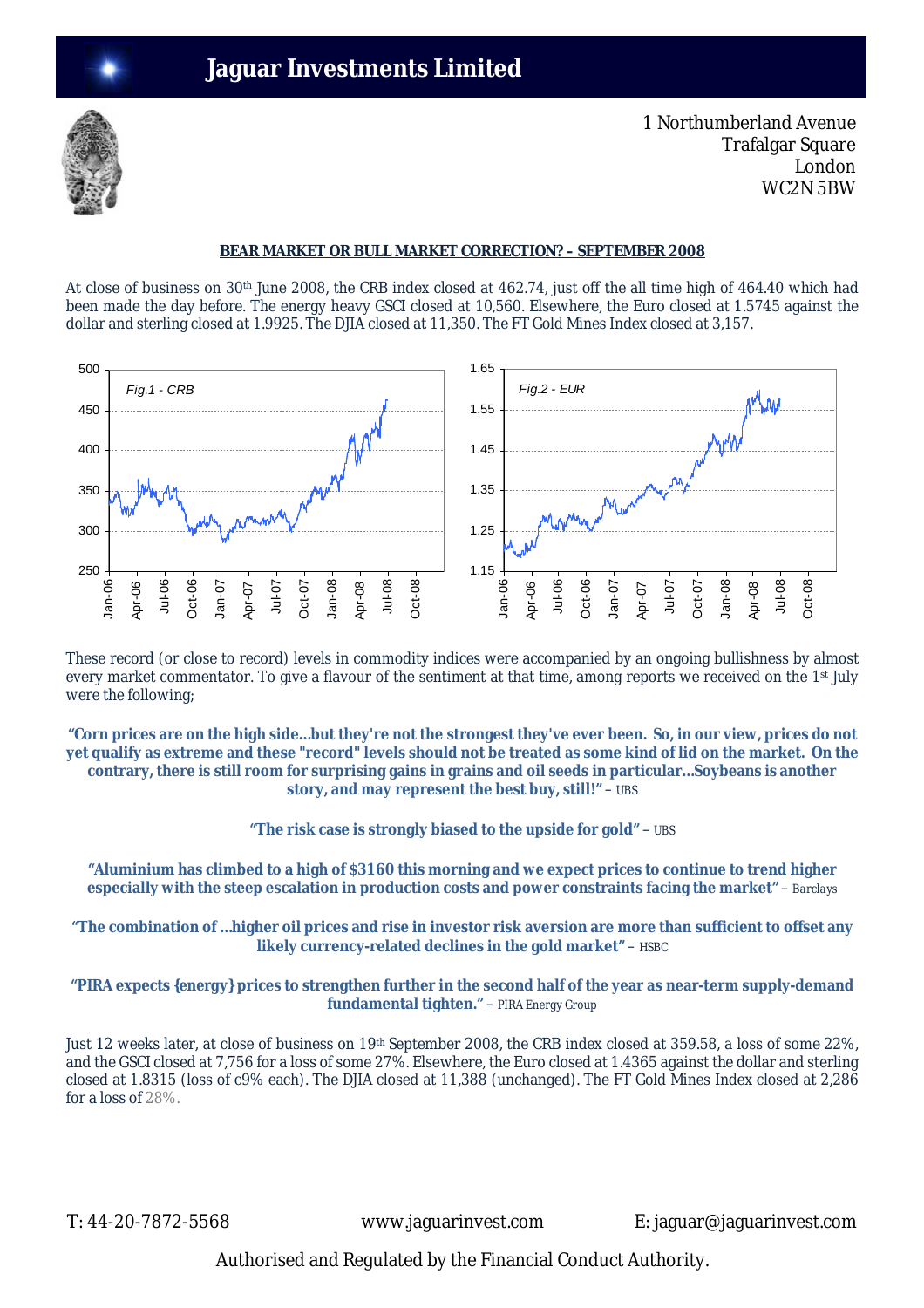# Jaguar Investments Limited

1 Northumberland Avenue
Trafalgar Square
London
WC2N 5BW

## BEAR MARKET OR BULL MARKET CORRECTION? – SEPTEMBER 2008

At close of business on 30th June 2008, the CRB index closed at 462.74, just off the all time high of 464.40 which had been made the day before. The energy heavy GSCI closed at 10,560. Elsewhere, the Euro closed at 1.5745 against the dollar and sterling closed at 1.9925. The DJIA closed at 11,350. The FT Gold Mines Index closed at 3,157.

Fig.1 - CRB

Fig.2 - EUR

These record (or close to record) levels in commodity indices were accompanied by an ongoing bullishness by almost every market commentator. To give a flavour of the sentiment at that time, among reports we received on the 1st July were the following;

**"Corn prices are on the high side...but they're not the strongest they've ever been. So, in our view, prices do not yet qualify as extreme and these "record" levels should not be treated as some kind of lid on the market. On the contrary, there is still room for surprising gains in grains and oil seeds in particular...Soybeans is another story, and may represent the best buy, still!"** – UBS

**"The risk case is strongly biased to the upside for gold"** – UBS

**"Aluminium has climbed to a high of $3160 this morning and we expect prices to continue to trend higher especially with the steep escalation in production costs and power constraints facing the market"** – Barclays

**"The combination of ...higher oil prices and rise in investor risk aversion are more than sufficient to offset any likely currency-related declines in the gold market"** – HSBC

**"PIRA expects {energy} prices to strengthen further in the second half of the year as near-term supply-demand fundamental tighten."** – PIRA Energy Group

Just 12 weeks later, at close of business on 19th September 2008, the CRB index closed at 359.58, a loss of some 22%, and the GSCI closed at 7,756 for a loss of some 27%. Elsewhere, the Euro closed at 1.4365 against the dollar and sterling closed at 1.8315 (loss of c9% each). The DJIA closed at 11,388 (unchanged). The FT Gold Mines Index closed at 2,286 for a loss of 28%.

T: 44-20-7872-5568 www.jaguarinvest.com E: jaguar@jaguarinvest.com

Authorised and Regulated by the Financial Conduct Authority.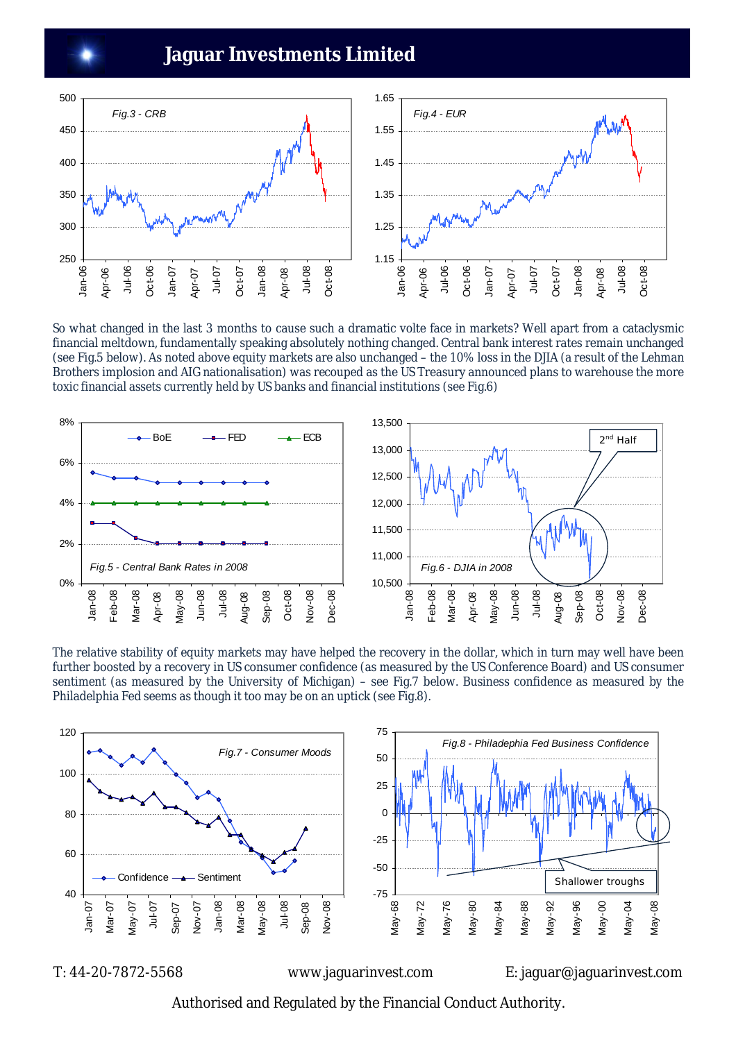So what changed in the last 3 months to cause such a dramatic volte face in markets? Well apart from a cataclysmic financial meltdown, fundamentally speaking absolutely nothing changed. Central bank interest rates remain unchanged (see Fig.5 below). As noted above equity markets are also unchanged – the 10% loss in the DJIA (a result of the Lehman Brothers implosion and AIG nationalisation) was recouped as the US Treasury announced plans to warehouse the more toxic financial assets currently held by US banks and financial institutions (see Fig.6)

The relative stability of equity markets may have helped the recovery in the dollar, which in turn may well have been further boosted by a recovery in US consumer confidence (as measured by the US Conference Board) and US consumer sentiment (as measured by the University of Michigan) – see Fig.7 below. Business confidence as measured by the Philadelphia Fed seems as though it too may be on an uptick (see Fig.8).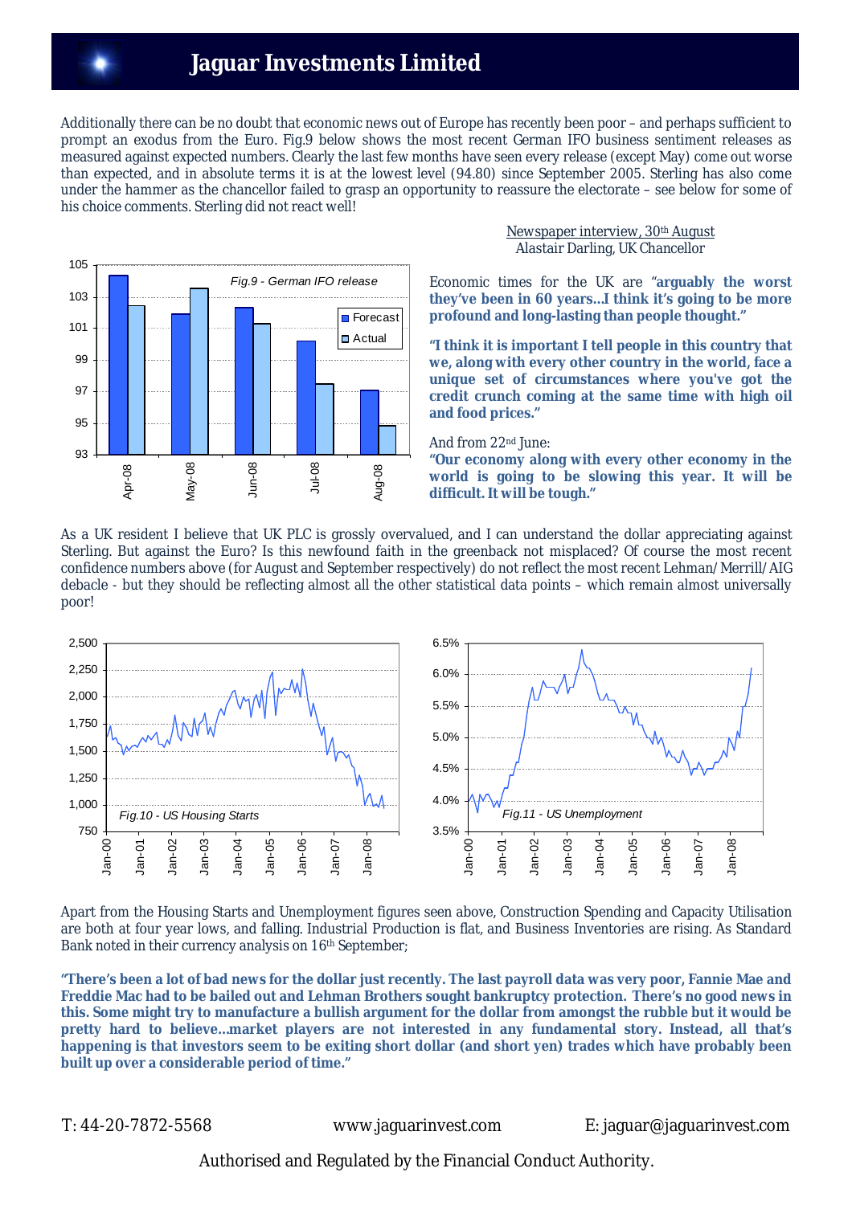Additionally there can be no doubt that economic news out of Europe has recently been poor – and perhaps sufficient to prompt an exodus from the Euro. Fig.9 below shows the most recent German IFO business sentiment releases as measured against expected numbers. Clearly the last few months have seen every release (except May) come out worse than expected, and in absolute terms it is at the lowest level (94.80) since September 2005. Sterling has also come under the hammer as the chancellor failed to grasp an opportunity to reassure the electorate – see below for some of his choice comments. Sterling did not react well!

*Fig.9 - German IFO release*

Newspaper interview, 30th August
Alastair Darling, UK Chancellor

Economic times for the UK are **"arguably the worst they've been in 60 years…I think it's going to be more profound and long-lasting than people thought."**

**"I think it is important I tell people in this country that we, along with every other country in the world, face a unique set of circumstances where you've got the credit crunch coming at the same time with high oil and food prices."**

And from 22nd June:
**"Our economy along with every other economy in the world is going to be slowing this year. It will be difficult. It will be tough."**

As a UK resident I believe that UK PLC is grossly overvalued, and I can understand the dollar appreciating against Sterling. But against the Euro? Is this newfound faith in the greenback not misplaced? Of course the most recent confidence numbers above (for August and September respectively) do not reflect the most recent Lehman/Merrill/AIG debacle - but they should be reflecting almost all the other statistical data points – which remain almost universally poor!

*Fig.10 - US Housing Starts*

*Fig.11 - US Unemployment*

Apart from the Housing Starts and Unemployment figures seen above, Construction Spending and Capacity Utilisation are both at four year lows, and falling. Industrial Production is flat, and Business Inventories are rising. As Standard Bank noted in their currency analysis on 16th September;

**"There's been a lot of bad news for the dollar just recently. The last payroll data was very poor, Fannie Mae and Freddie Mac had to be bailed out and Lehman Brothers sought bankruptcy protection. There's no good news in this. Some might try to manufacture a bullish argument for the dollar from amongst the rubble but it would be pretty hard to believe…market players are not interested in any fundamental story. Instead, all that's happening is that investors seem to be exiting short dollar (and short yen) trades which have probably been built up over a considerable period of time."**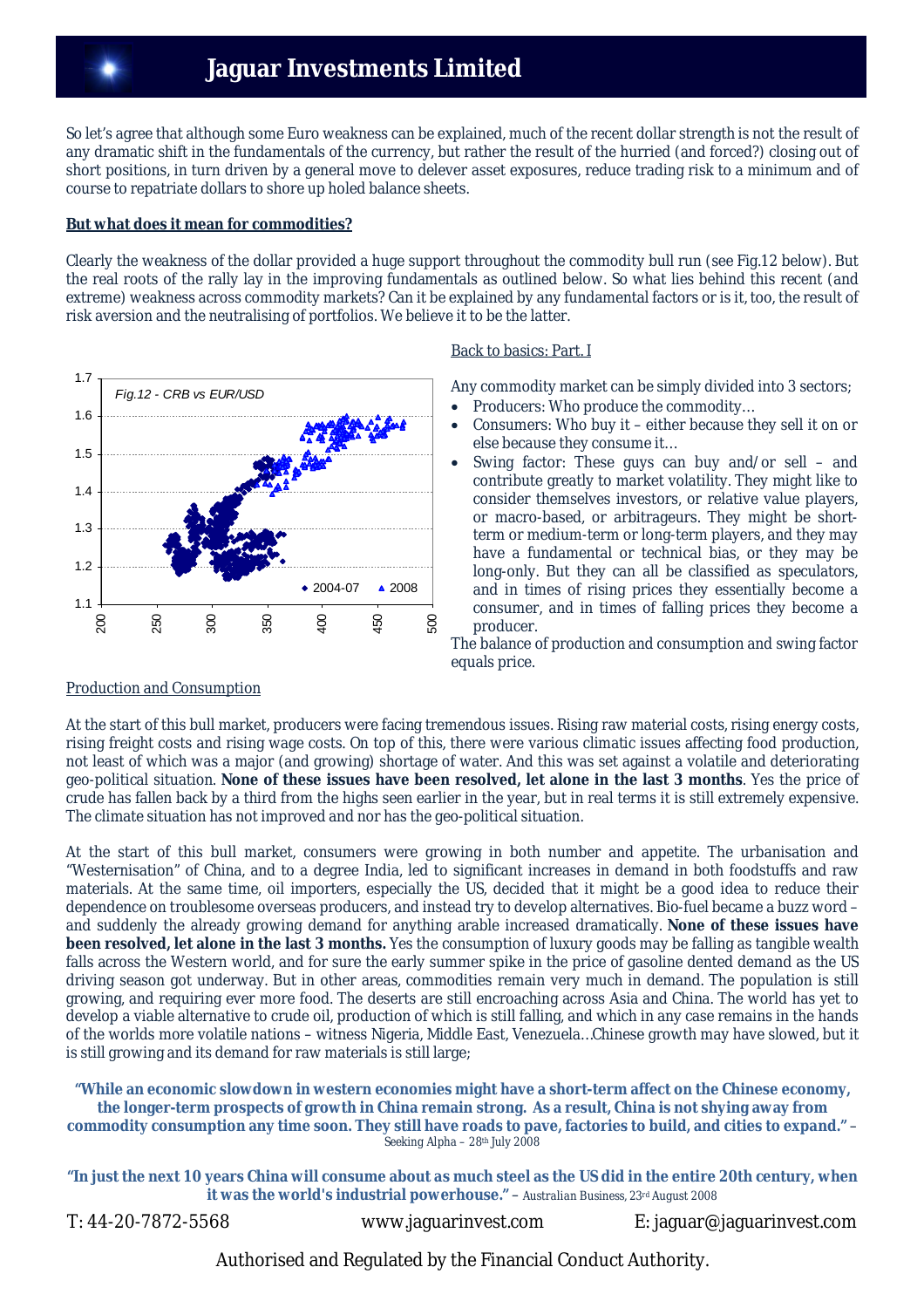So let's agree that although some Euro weakness can be explained, much of the recent dollar strength is not the result of any dramatic shift in the fundamentals of the currency, but rather the result of the hurried (and forced?) closing out of short positions, in turn driven by a general move to delever asset exposures, reduce trading risk to a minimum and of course to repatriate dollars to shore up holed balance sheets.

**But what does it mean for commodities?**

Clearly the weakness of the dollar provided a huge support throughout the commodity bull run (see Fig.12 below). But the real roots of the rally lay in the improving fundamentals as outlined below. So what lies behind this recent (and extreme) weakness across commodity markets? Can it be explained by any fundamental factors or is it, too, the result of risk aversion and the neutralising of portfolios. We believe it to be the latter.

*Fig.12 - CRB vs EUR/USD*

Back to basics: Part. I

Any commodity market can be simply divided into 3 sectors;

- Producers: Who produce the commodity…
- Consumers: Who buy it – either because they sell it on or else because they consume it…
- Swing factor: These guys can buy and/or sell – and contribute greatly to market volatility. They might like to consider themselves investors, or relative value players, or macro-based, or arbitrageurs. They might be short-term or medium-term or long-term players, and they may have a fundamental or technical bias, or they may be long-only. But they can all be classified as speculators, and in times of rising prices they essentially become a consumer, and in times of falling prices they become a producer.

The balance of production and consumption and swing factor equals price.

Production and Consumption

At the start of this bull market, producers were facing tremendous issues. Rising raw material costs, rising energy costs, rising freight costs and rising wage costs. On top of this, there were various climatic issues affecting food production, not least of which was a major (and growing) shortage of water. And this was set against a volatile and deteriorating geo-political situation. **None of these issues have been resolved, let alone in the last 3 months**. Yes the price of crude has fallen back by a third from the highs seen earlier in the year, but in real terms it is still extremely expensive. The climate situation has not improved and nor has the geo-political situation.

At the start of this bull market, consumers were growing in both number and appetite. The urbanisation and "Westernisation" of China, and to a degree India, led to significant increases in demand in both foodstuffs and raw materials. At the same time, oil importers, especially the US, decided that it might be a good idea to reduce their dependence on troublesome overseas producers, and instead try to develop alternatives. Bio-fuel became a buzz word – and suddenly the already growing demand for anything arable increased dramatically. **None of these issues have been resolved, let alone in the last 3 months.** Yes the consumption of luxury goods may be falling as tangible wealth falls across the Western world, and for sure the early summer spike in the price of gasoline dented demand as the US driving season got underway. But in other areas, commodities remain very much in demand. The population is still growing, and requiring ever more food. The deserts are still encroaching across Asia and China. The world has yet to develop a viable alternative to crude oil, production of which is still falling, and which in any case remains in the hands of the worlds more volatile nations – witness Nigeria, Middle East, Venezuela…Chinese growth may have slowed, but it is still growing and its demand for raw materials is still large;

**"While an economic slowdown in western economies might have a short-term affect on the Chinese economy, the longer-term prospects of growth in China remain strong. As a result, China is not shying away from commodity consumption any time soon. They still have roads to pave, factories to build, and cities to expand."** – Seeking Alpha – 28th July 2008

**"In just the next 10 years China will consume about as much steel as the US did in the entire 20th century, when it was the world's industrial powerhouse."** – Australian Business, 23rd August 2008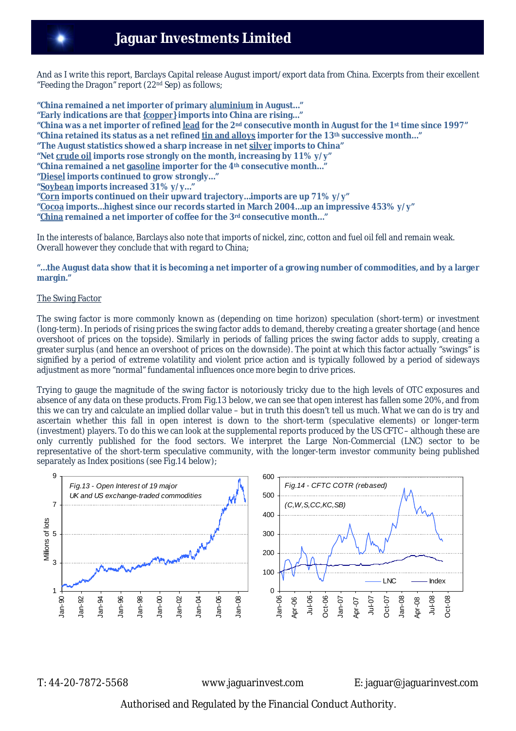And as I write this report, Barclays Capital release August import/export data from China. Excerpts from their excellent "Feeding the Dragon" report (22nd Sep) as follows;

**"China remained a net importer of primary aluminium in August..."**
**"Early indications are that {copper} imports into China are rising..."**
**"China was a net importer of refined lead for the 2nd consecutive month in August for the 1st time since 1997"**
**"China retained its status as a net refined tin and alloys importer for the 13th successive month..."**
**"The August statistics showed a sharp increase in net silver imports to China"**
**"Net crude oil imports rose strongly on the month, increasing by 11% y/y"**
**"China remained a net gasoline importer for the 4th consecutive month..."**
**"Diesel imports continued to grow strongly..."**
**"Soybean imports increased 31% y/y..."**
**"Corn imports continued on their upward trajectory...imports are up 71% y/y"**
**"Cocoa imports...highest since our records started in March 2004...up an impressive 453% y/y"**
**"China remained a net importer of coffee for the 3rd consecutive month..."**

In the interests of balance, Barclays also note that imports of nickel, zinc, cotton and fuel oil fell and remain weak. Overall however they conclude that with regard to China;

**"...the August data show that it is becoming a net importer of a growing number of commodities, and by a larger margin."**

## The Swing Factor

The swing factor is more commonly known as (depending on time horizon) speculation (short-term) or investment (long-term). In periods of rising prices the swing factor adds to demand, thereby creating a greater shortage (and hence overshoot of prices on the topside). Similarly in periods of falling prices the swing factor adds to supply, creating a greater surplus (and hence an overshoot of prices on the downside). The point at which this factor actually "swings" is signified by a period of extreme volatility and violent price action and is typically followed by a period of sideways adjustment as more "normal" fundamental influences once more begin to drive prices.

Trying to gauge the magnitude of the swing factor is notoriously tricky due to the high levels of OTC exposures and absence of any data on these products. From Fig.13 below, we can see that open interest has fallen some 20%, and from this we can try and calculate an implied dollar value – but in truth this doesn't tell us much. What we can do is try and ascertain whether this fall in open interest is down to the short-term (speculative elements) or longer-term (investment) players. To do this we can look at the supplemental reports produced by the US CFTC – although these are only currently published for the food sectors. We interpret the Large Non-Commercial (LNC) sector to be representative of the short-term speculative community, with the longer-term investor community being published separately as Index positions (see Fig.14 below);

*Fig.13 - Open Interest of 19 major UK and US exchange-traded commodities*

*Fig.14 - CFTC COTR (rebased) (C,W,S,CC,KC,SB)*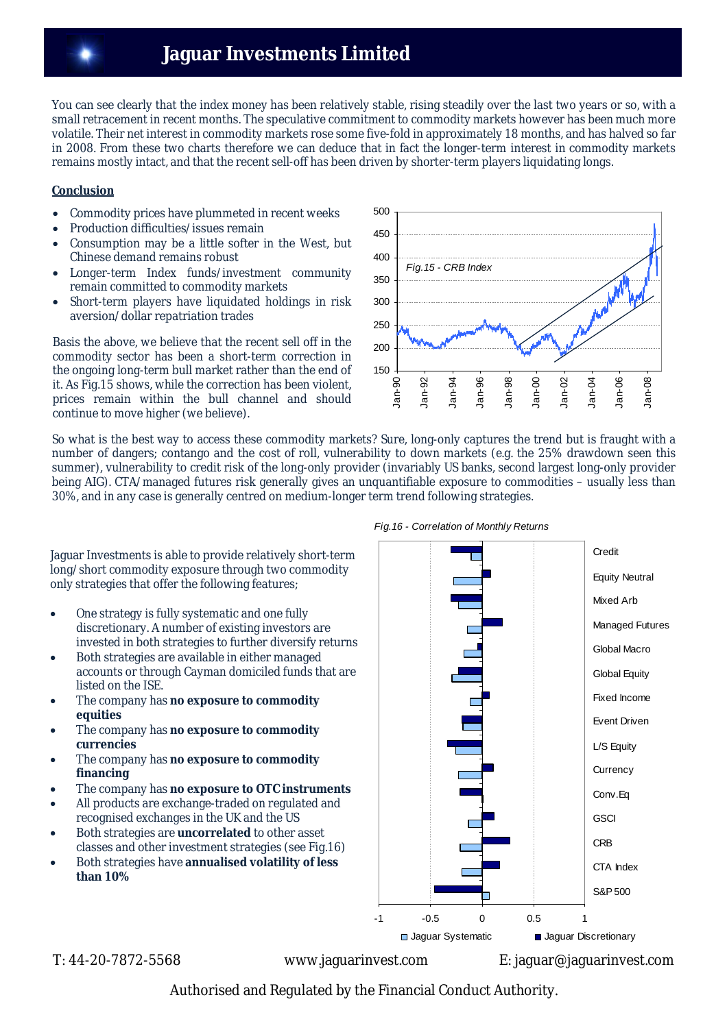# Jaguar Investments Limited

You can see clearly that the index money has been relatively stable, rising steadily over the last two years or so, with a small retracement in recent months. The speculative commitment to commodity markets however has been much more volatile. Their net interest in commodity markets rose some five-fold in approximately 18 months, and has halved so far in 2008. From these two charts therefore we can deduce that in fact the longer-term interest in commodity markets remains mostly intact, and that the recent sell-off has been driven by shorter-term players liquidating longs.

**Conclusion**

- Commodity prices have plummeted in recent weeks
- Production difficulties/issues remain
- Consumption may be a little softer in the West, but Chinese demand remains robust
- Longer-term Index funds/investment community remain committed to commodity markets
- Short-term players have liquidated holdings in risk aversion/dollar repatriation trades

Basis the above, we believe that the recent sell off in the commodity sector has been a short-term correction in the ongoing long-term bull market rather than the end of it. As Fig.15 shows, while the correction has been violent, prices remain within the bull channel and should continue to move higher (we believe).

*Fig.15 - CRB Index*

500
450
400
350
300
250
200
150

Jan-90 Jan-92 Jan-94 Jan-96 Jan-98 Jan-00 Jan-02 Jan-04 Jan-06 Jan-08

So what is the best way to access these commodity markets? Sure, long-only captures the trend but is fraught with a number of dangers; contango and the cost of roll, vulnerability to down markets (e.g. the 25% drawdown seen this summer), vulnerability to credit risk of the long-only provider (invariably US banks, second largest long-only provider being AIG). CTA/managed futures risk generally gives an unquantifiable exposure to commodities – usually less than 30%, and in any case is generally centred on medium-longer term trend following strategies.

Jaguar Investments is able to provide relatively short-term long/short commodity exposure through two commodity only strategies that offer the following features;

- One strategy is fully systematic and one fully discretionary. A number of existing investors are invested in both strategies to further diversify returns
- Both strategies are available in either managed accounts or through Cayman domiciled funds that are listed on the ISE.
- The company has **no exposure to commodity equities**
- The company has **no exposure to commodity currencies**
- The company has **no exposure to commodity financing**
- The company has **no exposure to OTC instruments**
- All products are exchange-traded on regulated and recognised exchanges in the UK and the US
- Both strategies are **uncorrelated** to other asset classes and other investment strategies (see Fig.16)
- Both strategies have **annualised volatility of less than 10%**

*Fig.16 - Correlation of Monthly Returns*

Credit
Equity Neutral
Mixed Arb
Managed Futures
Global Macro
Global Equity
Fixed Income
Event Driven
L/S Equity
Currency
Conv.Eq
GSCI
CRB
CTA Index
S&P 500

-1 -0.5 0 0.5 1

Jaguar Systematic    Jaguar Discretionary

T: 44-20-7872-5568    www.jaguarinvest.com    E: jaguar@jaguarinvest.com

Authorised and Regulated by the Financial Conduct Authority.